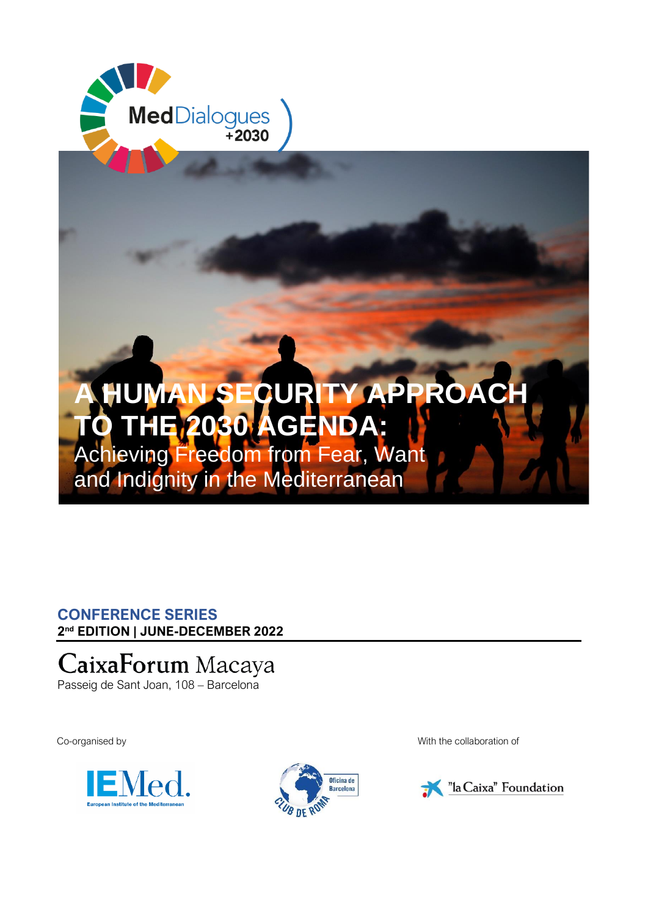MedDialogues +2030

# A HUMAN SECURITY APPROACH TO THE 2030 AGENDA:

## Achieving Freedom from Fear, Want and Indignity in the Mediterranean

**CONFERENCE SERIES**

**2nd EDITION | JUNE-DECEMBER 2022**

CaixaForum Macaya

Passeig de Sant Joan, 108 – Barcelona

Co-organised by

IEMed. European Institute of the Mediterranean

Club de Roma – Oficina de Barcelona

With the collaboration of

"la Caixa" Foundation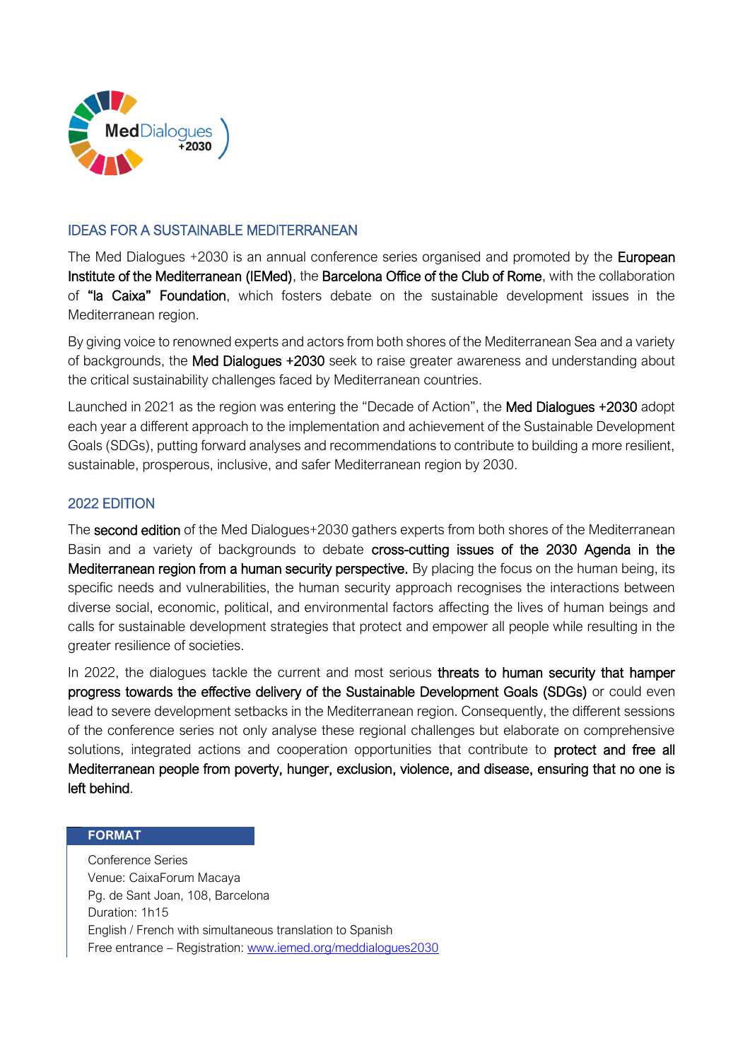## IDEAS FOR A SUSTAINABLE MEDITERRANEAN

The Med Dialogues +2030 is an annual conference series organised and promoted by the **European Institute of the Mediterranean (IEMed)**, the **Barcelona Office of the Club of Rome**, with the collaboration of **"la Caixa" Foundation**, which fosters debate on the sustainable development issues in the Mediterranean region.

By giving voice to renowned experts and actors from both shores of the Mediterranean Sea and a variety of backgrounds, the **Med Dialogues +2030** seek to raise greater awareness and understanding about the critical sustainability challenges faced by Mediterranean countries.

Launched in 2021 as the region was entering the "Decade of Action", the **Med Dialogues +2030** adopt each year a different approach to the implementation and achievement of the Sustainable Development Goals (SDGs), putting forward analyses and recommendations to contribute to building a more resilient, sustainable, prosperous, inclusive, and safer Mediterranean region by 2030.

## 2022 EDITION

The **second edition** of the Med Dialogues+2030 gathers experts from both shores of the Mediterranean Basin and a variety of backgrounds to debate **cross-cutting issues of the 2030 Agenda in the Mediterranean region from a human security perspective.** By placing the focus on the human being, its specific needs and vulnerabilities, the human security approach recognises the interactions between diverse social, economic, political, and environmental factors affecting the lives of human beings and calls for sustainable development strategies that protect and empower all people while resulting in the greater resilience of societies.

In 2022, the dialogues tackle the current and most serious **threats to human security that hamper progress towards the effective delivery of the Sustainable Development Goals (SDGs)** or could even lead to severe development setbacks in the Mediterranean region. Consequently, the different sessions of the conference series not only analyse these regional challenges but elaborate on comprehensive solutions, integrated actions and cooperation opportunities that contribute to **protect and free all Mediterranean people from poverty, hunger, exclusion, violence, and disease, ensuring that no one is left behind**.

### FORMAT

Conference Series
Venue: CaixaForum Macaya
Pg. de Sant Joan, 108, Barcelona
Duration: 1h15
English / French with simultaneous translation to Spanish
Free entrance – Registration: [www.iemed.org/meddialogues2030](http://www.iemed.org/meddialogues2030)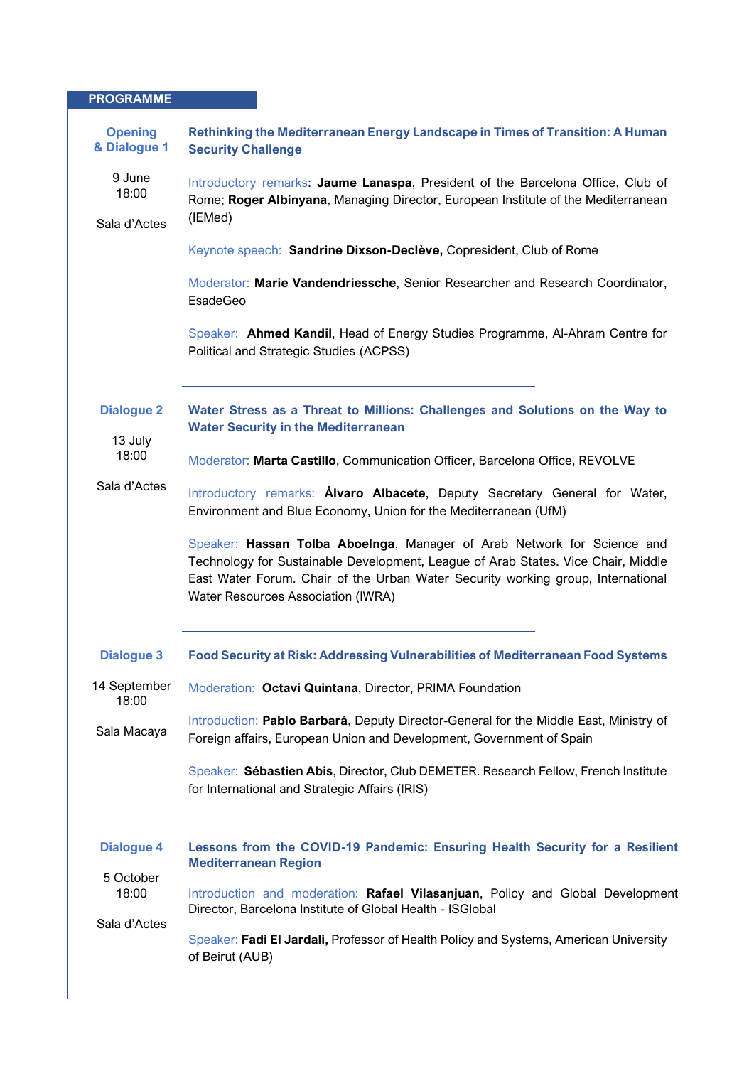## PROGRAMME

### Opening & Dialogue 1

9 June
18:00

Sala d'Actes

**Rethinking the Mediterranean Energy Landscape in Times of Transition: A Human Security Challenge**

Introductory remarks: **Jaume Lanaspa**, President of the Barcelona Office, Club of Rome; **Roger Albinyana**, Managing Director, European Institute of the Mediterranean (IEMed)

Keynote speech: **Sandrine Dixson-Declève,** Copresident, Club of Rome

Moderator: **Marie Vandendriessche**, Senior Researcher and Research Coordinator, EsadeGeo

Speaker: **Ahmed Kandil**, Head of Energy Studies Programme, Al-Ahram Centre for Political and Strategic Studies (ACPSS)

---

### Dialogue 2

13 July
18:00

Sala d'Actes

**Water Stress as a Threat to Millions: Challenges and Solutions on the Way to Water Security in the Mediterranean**

Moderator: **Marta Castillo**, Communication Officer, Barcelona Office, REVOLVE

Introductory remarks: **Álvaro Albacete**, Deputy Secretary General for Water, Environment and Blue Economy, Union for the Mediterranean (UfM)

Speaker: **Hassan Tolba Aboelnga**, Manager of Arab Network for Science and Technology for Sustainable Development, League of Arab States. Vice Chair, Middle East Water Forum. Chair of the Urban Water Security working group, International Water Resources Association (IWRA)

---

### Dialogue 3

14 September
18:00

Sala Macaya

**Food Security at Risk: Addressing Vulnerabilities of Mediterranean Food Systems**

Moderation: **Octavi Quintana**, Director, PRIMA Foundation

Introduction: **Pablo Barbará**, Deputy Director-General for the Middle East, Ministry of Foreign affairs, European Union and Development, Government of Spain

Speaker: **Sébastien Abis**, Director, Club DEMETER. Research Fellow, French Institute for International and Strategic Affairs (IRIS)

---

### Dialogue 4

5 October
18:00

Sala d'Actes

**Lessons from the COVID-19 Pandemic: Ensuring Health Security for a Resilient Mediterranean Region**

Introduction and moderation: **Rafael Vilasanjuan**, Policy and Global Development Director, Barcelona Institute of Global Health - ISGlobal

Speaker: **Fadi El Jardali,** Professor of Health Policy and Systems, American University of Beirut (AUB)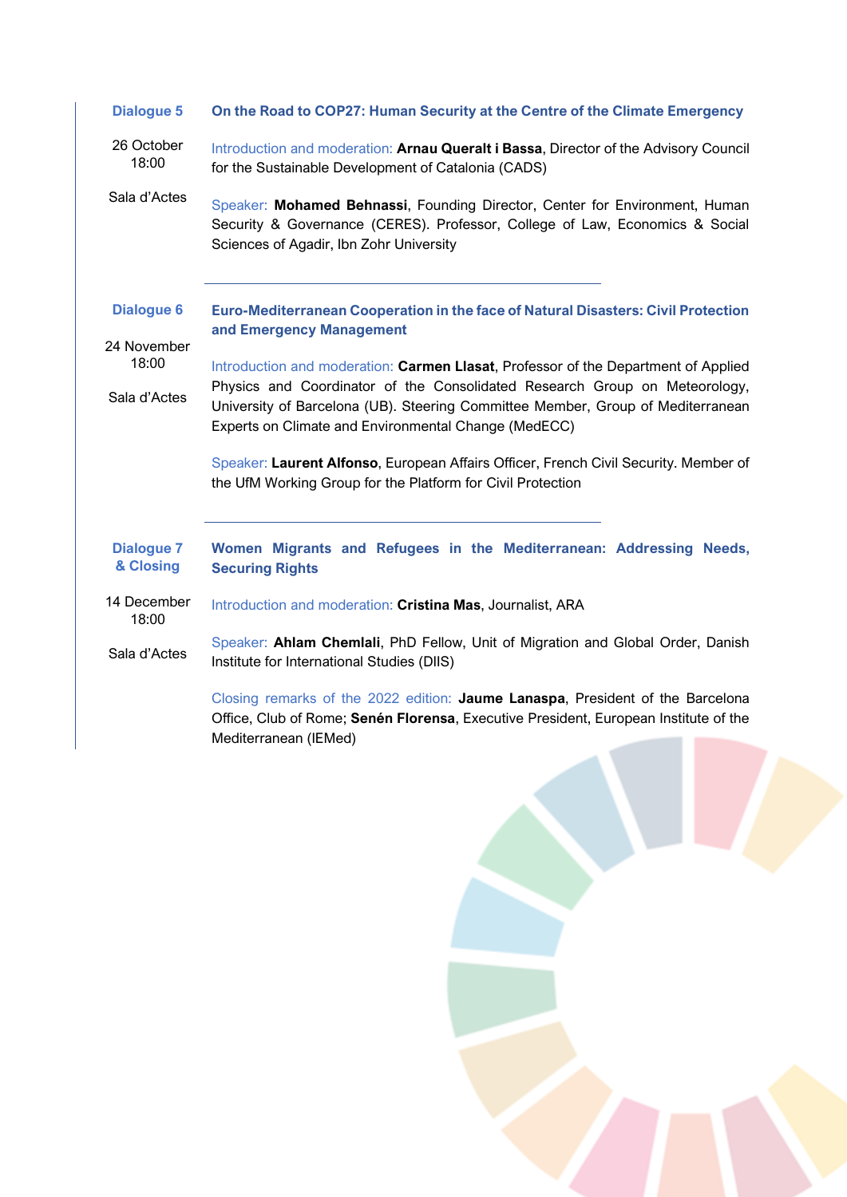## Dialogue 5

### On the Road to COP27: Human Security at the Centre of the Climate Emergency

26 October
18:00

Sala d'Actes

Introduction and moderation: **Arnau Queralt i Bassa**, Director of the Advisory Council for the Sustainable Development of Catalonia (CADS)

Speaker: **Mohamed Behnassi**, Founding Director, Center for Environment, Human Security & Governance (CERES). Professor, College of Law, Economics & Social Sciences of Agadir, Ibn Zohr University

---

## Dialogue 6

### Euro-Mediterranean Cooperation in the face of Natural Disasters: Civil Protection and Emergency Management

24 November
18:00

Sala d'Actes

Introduction and moderation: **Carmen Llasat**, Professor of the Department of Applied Physics and Coordinator of the Consolidated Research Group on Meteorology, University of Barcelona (UB). Steering Committee Member, Group of Mediterranean Experts on Climate and Environmental Change (MedECC)

Speaker: **Laurent Alfonso**, European Affairs Officer, French Civil Security. Member of the UfM Working Group for the Platform for Civil Protection

---

## Dialogue 7 & Closing

### Women Migrants and Refugees in the Mediterranean: Addressing Needs, Securing Rights

14 December
18:00

Sala d'Actes

Introduction and moderation: **Cristina Mas**, Journalist, ARA

Speaker: **Ahlam Chemlali**, PhD Fellow, Unit of Migration and Global Order, Danish Institute for International Studies (DIIS)

Closing remarks of the 2022 edition: **Jaume Lanaspa**, President of the Barcelona Office, Club of Rome; **Senén Florensa**, Executive President, European Institute of the Mediterranean (IEMed)